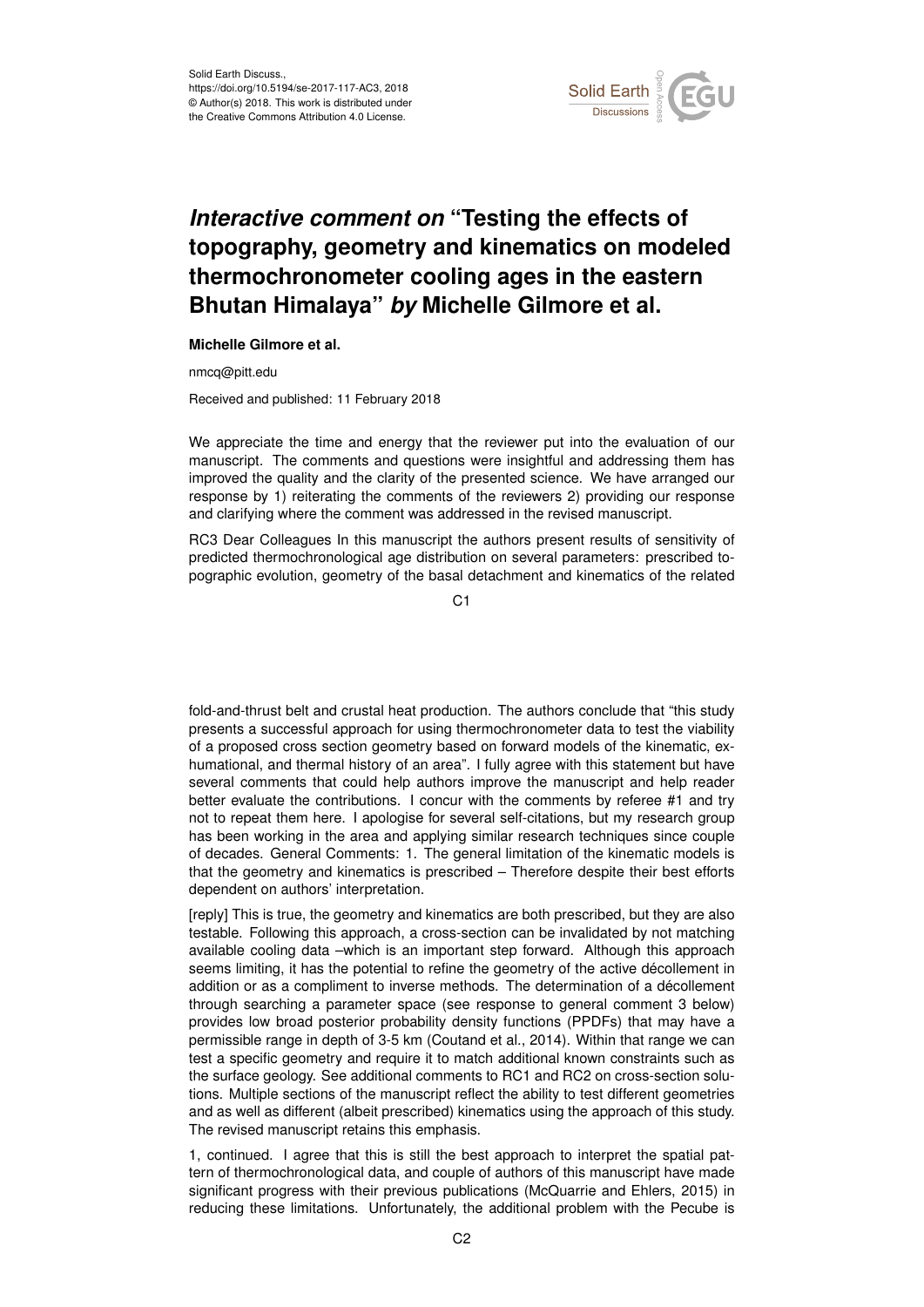Solid Earth Discuss.,
https://doi.org/10.5194/se-2017-117-AC3, 2018
© Author(s) 2018. This work is distributed under
the Creative Commons Attribution 4.0 License.

# *Interactive comment on* "Testing the effects of topography, geometry and kinematics on modeled thermochronometer cooling ages in the eastern Bhutan Himalaya" *by* Michelle Gilmore et al.

**Michelle Gilmore et al.**

nmcq@pitt.edu

Received and published: 11 February 2018

We appreciate the time and energy that the reviewer put into the evaluation of our manuscript. The comments and questions were insightful and addressing them has improved the quality and the clarity of the presented science. We have arranged our response by 1) reiterating the comments of the reviewers 2) providing our response and clarifying where the comment was addressed in the revised manuscript.

RC3 Dear Colleagues In this manuscript the authors present results of sensitivity of predicted thermochronological age distribution on several parameters: prescribed topographic evolution, geometry of the basal detachment and kinematics of the related fold-and-thrust belt and crustal heat production. The authors conclude that "this study presents a successful approach for using thermochronometer data to test the viability of a proposed cross section geometry based on forward models of the kinematic, exhumational, and thermal history of an area". I fully agree with this statement but have several comments that could help authors improve the manuscript and help reader better evaluate the contributions. I concur with the comments by referee #1 and try not to repeat them here. I apologise for several self-citations, but my research group has been working in the area and applying similar research techniques since couple of decades. General Comments: 1. The general limitation of the kinematic models is that the geometry and kinematics is prescribed – Therefore despite their best efforts dependent on authors' interpretation.

[reply] This is true, the geometry and kinematics are both prescribed, but they are also testable. Following this approach, a cross-section can be invalidated by not matching available cooling data –which is an important step forward. Although this approach seems limiting, it has the potential to refine the geometry of the active décollement in addition or as a compliment to inverse methods. The determination of a décollement through searching a parameter space (see response to general comment 3 below) provides low broad posterior probability density functions (PPDFs) that may have a permissible range in depth of 3-5 km (Coutand et al., 2014). Within that range we can test a specific geometry and require it to match additional known constraints such as the surface geology. See additional comments to RC1 and RC2 on cross-section solutions. Multiple sections of the manuscript reflect the ability to test different geometries and as well as different (albeit prescribed) kinematics using the approach of this study. The revised manuscript retains this emphasis.

1, continued. I agree that this is still the best approach to interpret the spatial pattern of thermochronological data, and couple of authors of this manuscript have made significant progress with their previous publications (McQuarrie and Ehlers, 2015) in reducing these limitations. Unfortunately, the additional problem with the Pecube is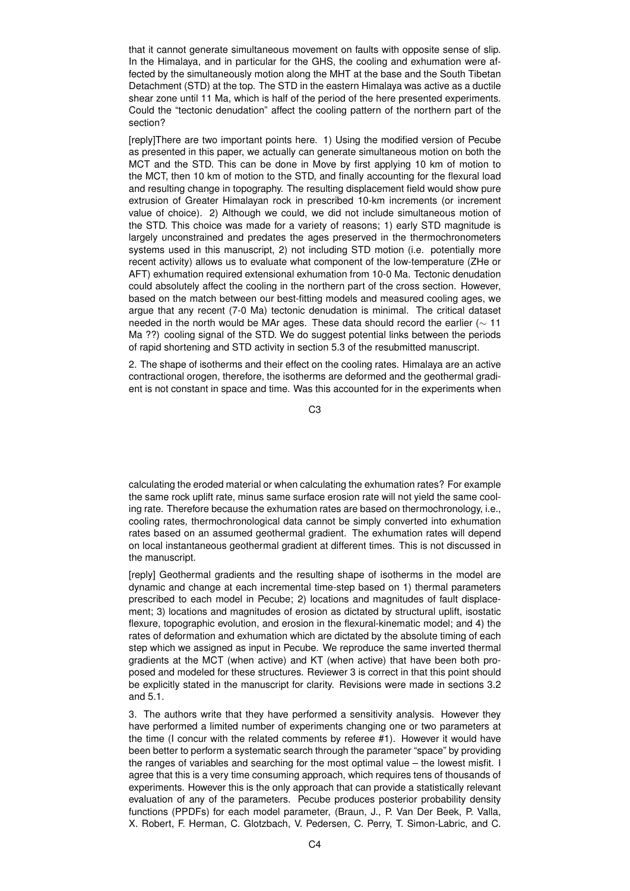that it cannot generate simultaneous movement on faults with opposite sense of slip. In the Himalaya, and in particular for the GHS, the cooling and exhumation were affected by the simultaneously motion along the MHT at the base and the South Tibetan Detachment (STD) at the top. The STD in the eastern Himalaya was active as a ductile shear zone until 11 Ma, which is half of the period of the here presented experiments. Could the "tectonic denudation" affect the cooling pattern of the northern part of the section?

[reply]There are two important points here. 1) Using the modified version of Pecube as presented in this paper, we actually can generate simultaneous motion on both the MCT and the STD. This can be done in Move by first applying 10 km of motion to the MCT, then 10 km of motion to the STD, and finally accounting for the flexural load and resulting change in topography. The resulting displacement field would show pure extrusion of Greater Himalayan rock in prescribed 10-km increments (or increment value of choice). 2) Although we could, we did not include simultaneous motion of the STD. This choice was made for a variety of reasons; 1) early STD magnitude is largely unconstrained and predates the ages preserved in the thermochronometers systems used in this manuscript, 2) not including STD motion (i.e. potentially more recent activity) allows us to evaluate what component of the low-temperature (ZHe or AFT) exhumation required extensional exhumation from 10-0 Ma. Tectonic denudation could absolutely affect the cooling in the northern part of the cross section. However, based on the match between our best-fitting models and measured cooling ages, we argue that any recent (7-0 Ma) tectonic denudation is minimal. The critical dataset needed in the north would be MAr ages. These data should record the earlier ($\sim$ 11 Ma ??) cooling signal of the STD. We do suggest potential links between the periods of rapid shortening and STD activity in section 5.3 of the resubmitted manuscript.

2. The shape of isotherms and their effect on the cooling rates. Himalaya are an active contractional orogen, therefore, the isotherms are deformed and the geothermal gradient is not constant in space and time. Was this accounted for in the experiments when calculating the eroded material or when calculating the exhumation rates? For example the same rock uplift rate, minus same surface erosion rate will not yield the same cooling rate. Therefore because the exhumation rates are based on thermochronology, i.e., cooling rates, thermochronological data cannot be simply converted into exhumation rates based on an assumed geothermal gradient. The exhumation rates will depend on local instantaneous geothermal gradient at different times. This is not discussed in the manuscript.

[reply] Geothermal gradients and the resulting shape of isotherms in the model are dynamic and change at each incremental time-step based on 1) thermal parameters prescribed to each model in Pecube; 2) locations and magnitudes of fault displacement; 3) locations and magnitudes of erosion as dictated by structural uplift, isostatic flexure, topographic evolution, and erosion in the flexural-kinematic model; and 4) the rates of deformation and exhumation which are dictated by the absolute timing of each step which we assigned as input in Pecube. We reproduce the same inverted thermal gradients at the MCT (when active) and KT (when active) that have been both proposed and modeled for these structures. Reviewer 3 is correct in that this point should be explicitly stated in the manuscript for clarity. Revisions were made in sections 3.2 and 5.1.

3. The authors write that they have performed a sensitivity analysis. However they have performed a limited number of experiments changing one or two parameters at the time (I concur with the related comments by referee #1). However it would have been better to perform a systematic search through the parameter "space" by providing the ranges of variables and searching for the most optimal value – the lowest misfit. I agree that this is a very time consuming approach, which requires tens of thousands of experiments. However this is the only approach that can provide a statistically relevant evaluation of any of the parameters. Pecube produces posterior probability density functions (PPDFs) for each model parameter, (Braun, J., P. Van Der Beek, P. Valla, X. Robert, F. Herman, C. Glotzbach, V. Pedersen, C. Perry, T. Simon-Labric, and C.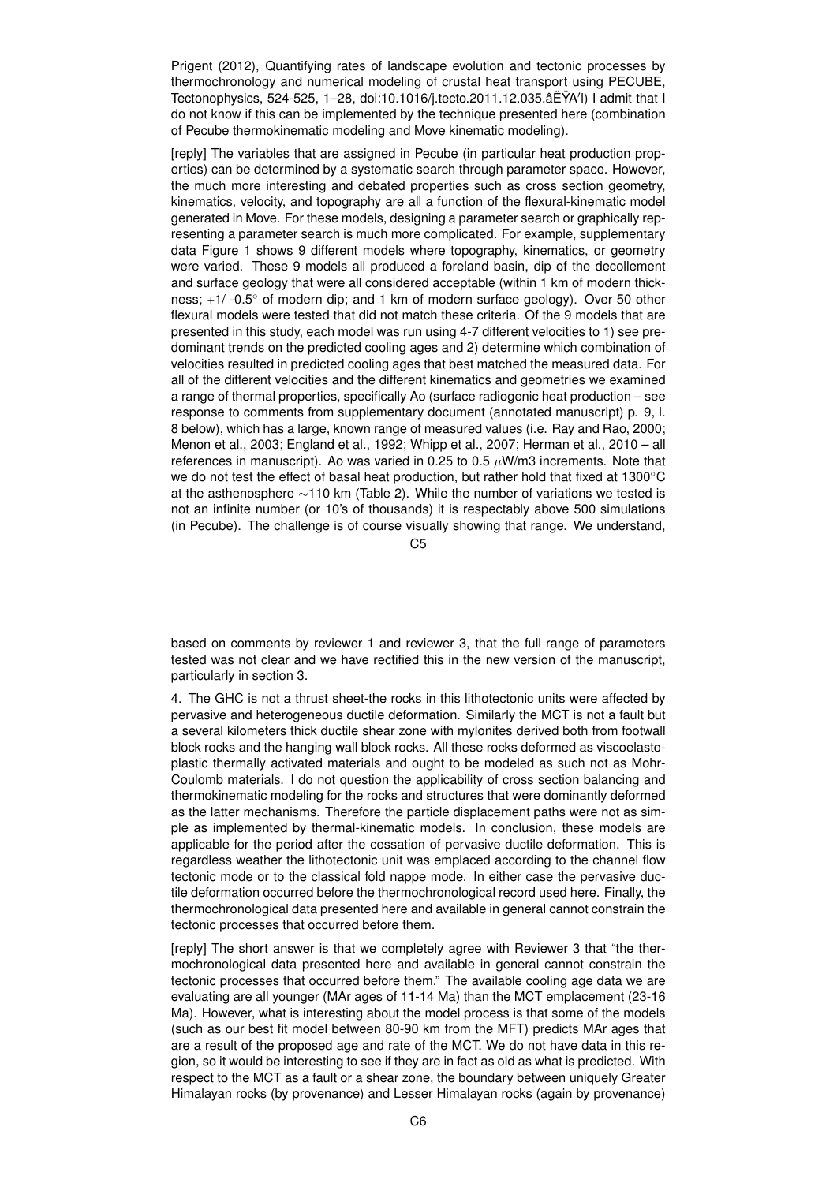Prigent (2012), Quantifying rates of landscape evolution and tectonic processes by thermochronology and numerical modeling of crustal heat transport using PECUBE, Tectonophysics, 524-525, 1–28, doi:10.1016/j.tecto.2011.12.035.âËŸA′l) I admit that I do not know if this can be implemented by the technique presented here (combination of Pecube thermokinematic modeling and Move kinematic modeling).

[reply] The variables that are assigned in Pecube (in particular heat production properties) can be determined by a systematic search through parameter space. However, the much more interesting and debated properties such as cross section geometry, kinematics, velocity, and topography are all a function of the flexural-kinematic model generated in Move. For these models, designing a parameter search or graphically representing a parameter search is much more complicated. For example, supplementary data Figure 1 shows 9 different models where topography, kinematics, or geometry were varied. These 9 models all produced a foreland basin, dip of the decollement and surface geology that were all considered acceptable (within 1 km of modern thickness; +1/ -0.5° of modern dip; and 1 km of modern surface geology). Over 50 other flexural models were tested that did not match these criteria. Of the 9 models that are presented in this study, each model was run using 4-7 different velocities to 1) see predominant trends on the predicted cooling ages and 2) determine which combination of velocities resulted in predicted cooling ages that best matched the measured data. For all of the different velocities and the different kinematics and geometries we examined a range of thermal properties, specifically Ao (surface radiogenic heat production – see response to comments from supplementary document (annotated manuscript) p. 9, l. 8 below), which has a large, known range of measured values (i.e. Ray and Rao, 2000; Menon et al., 2003; England et al., 1992; Whipp et al., 2007; Herman et al., 2010 – all references in manuscript). Ao was varied in 0.25 to 0.5 $\mu$W/m3 increments. Note that we do not test the effect of basal heat production, but rather hold that fixed at 1300°C at the asthenosphere ~110 km (Table 2). While the number of variations we tested is not an infinite number (or 10's of thousands) it is respectably above 500 simulations (in Pecube). The challenge is of course visually showing that range. We understand, based on comments by reviewer 1 and reviewer 3, that the full range of parameters tested was not clear and we have rectified this in the new version of the manuscript, particularly in section 3.

4. The GHC is not a thrust sheet-the rocks in this lithotectonic units were affected by pervasive and heterogeneous ductile deformation. Similarly the MCT is not a fault but a several kilometers thick ductile shear zone with mylonites derived both from footwall block rocks and the hanging wall block rocks. All these rocks deformed as viscoelastoplastic thermally activated materials and ought to be modeled as such not as Mohr-Coulomb materials. I do not question the applicability of cross section balancing and thermokinematic modeling for the rocks and structures that were dominantly deformed as the latter mechanisms. Therefore the particle displacement paths were not as simple as implemented by thermal-kinematic models. In conclusion, these models are applicable for the period after the cessation of pervasive ductile deformation. This is regardless weather the lithotectonic unit was emplaced according to the channel flow tectonic mode or to the classical fold nappe mode. In either case the pervasive ductile deformation occurred before the thermochronological record used here. Finally, the thermochronological data presented here and available in general cannot constrain the tectonic processes that occurred before them.

[reply] The short answer is that we completely agree with Reviewer 3 that "the thermochronological data presented here and available in general cannot constrain the tectonic processes that occurred before them." The available cooling age data we are evaluating are all younger (MAr ages of 11-14 Ma) than the MCT emplacement (23-16 Ma). However, what is interesting about the model process is that some of the models (such as our best fit model between 80-90 km from the MFT) predicts MAr ages that are a result of the proposed age and rate of the MCT. We do not have data in this region, so it would be interesting to see if they are in fact as old as what is predicted. With respect to the MCT as a fault or a shear zone, the boundary between uniquely Greater Himalayan rocks (by provenance) and Lesser Himalayan rocks (again by provenance)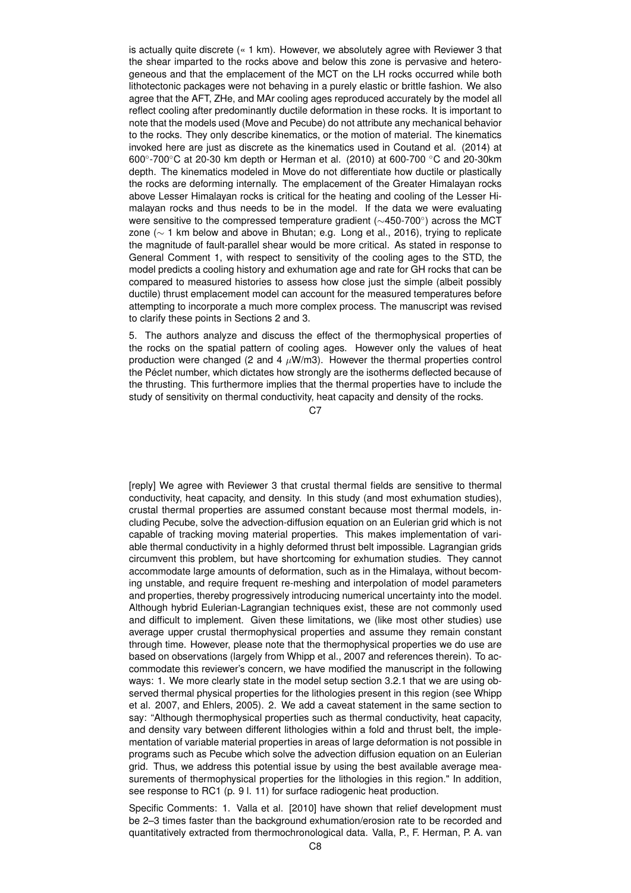is actually quite discrete (« 1 km). However, we absolutely agree with Reviewer 3 that the shear imparted to the rocks above and below this zone is pervasive and heterogeneous and that the emplacement of the MCT on the LH rocks occurred while both lithotectonic packages were not behaving in a purely elastic or brittle fashion. We also agree that the AFT, ZHe, and MAr cooling ages reproduced accurately by the model all reflect cooling after predominantly ductile deformation in these rocks. It is important to note that the models used (Move and Pecube) do not attribute any mechanical behavior to the rocks. They only describe kinematics, or the motion of material. The kinematics invoked here are just as discrete as the kinematics used in Coutand et al. (2014) at 600°-700°C at 20-30 km depth or Herman et al. (2010) at 600-700 °C and 20-30km depth. The kinematics modeled in Move do not differentiate how ductile or plastically the rocks are deforming internally. The emplacement of the Greater Himalayan rocks above Lesser Himalayan rocks is critical for the heating and cooling of the Lesser Himalayan rocks and thus needs to be in the model. If the data we were evaluating were sensitive to the compressed temperature gradient (~450-700°) across the MCT zone (~ 1 km below and above in Bhutan; e.g. Long et al., 2016), trying to replicate the magnitude of fault-parallel shear would be more critical. As stated in response to General Comment 1, with respect to sensitivity of the cooling ages to the STD, the model predicts a cooling history and exhumation age and rate for GH rocks that can be compared to measured histories to assess how close just the simple (albeit possibly ductile) thrust emplacement model can account for the measured temperatures before attempting to incorporate a much more complex process. The manuscript was revised to clarify these points in Sections 2 and 3.

5. The authors analyze and discuss the effect of the thermophysical properties of the rocks on the spatial pattern of cooling ages. However only the values of heat production were changed (2 and 4 $\mu$W/m3). However the thermal properties control the Péclet number, which dictates how strongly are the isotherms deflected because of the thrusting. This furthermore implies that the thermal properties have to include the study of sensitivity on thermal conductivity, heat capacity and density of the rocks.

[reply] We agree with Reviewer 3 that crustal thermal fields are sensitive to thermal conductivity, heat capacity, and density. In this study (and most exhumation studies), crustal thermal properties are assumed constant because most thermal models, including Pecube, solve the advection-diffusion equation on an Eulerian grid which is not capable of tracking moving material properties. This makes implementation of variable thermal conductivity in a highly deformed thrust belt impossible. Lagrangian grids circumvent this problem, but have shortcoming for exhumation studies. They cannot accommodate large amounts of deformation, such as in the Himalaya, without becoming unstable, and require frequent re-meshing and interpolation of model parameters and properties, thereby progressively introducing numerical uncertainty into the model. Although hybrid Eulerian-Lagrangian techniques exist, these are not commonly used and difficult to implement. Given these limitations, we (like most other studies) use average upper crustal thermophysical properties and assume they remain constant through time. However, please note that the thermophysical properties we do use are based on observations (largely from Whipp et al., 2007 and references therein). To accommodate this reviewer's concern, we have modified the manuscript in the following ways: 1. We more clearly state in the model setup section 3.2.1 that we are using observed thermal physical properties for the lithologies present in this region (see Whipp et al. 2007, and Ehlers, 2005). 2. We add a caveat statement in the same section to say: "Although thermophysical properties such as thermal conductivity, heat capacity, and density vary between different lithologies within a fold and thrust belt, the implementation of variable material properties in areas of large deformation is not possible in programs such as Pecube which solve the advection diffusion equation on an Eulerian grid. Thus, we address this potential issue by using the best available average measurements of thermophysical properties for the lithologies in this region." In addition, see response to RC1 (p. 9 l. 11) for surface radiogenic heat production.

Specific Comments: 1. Valla et al. [2010] have shown that relief development must be 2–3 times faster than the background exhumation/erosion rate to be recorded and quantitatively extracted from thermochronological data. Valla, P., F. Herman, P. A. van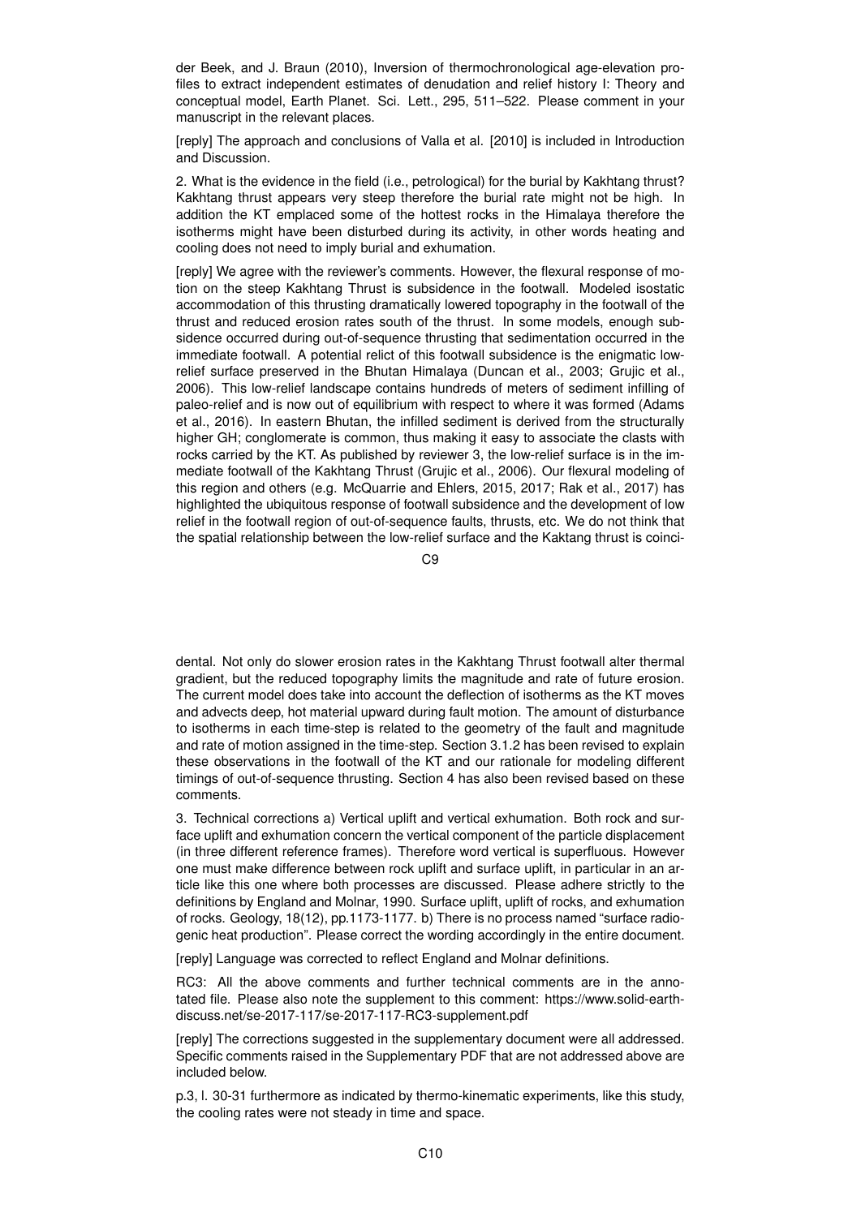der Beek, and J. Braun (2010), Inversion of thermochronological age-elevation profiles to extract independent estimates of denudation and relief history I: Theory and conceptual model, Earth Planet. Sci. Lett., 295, 511–522. Please comment in your manuscript in the relevant places.

[reply] The approach and conclusions of Valla et al. [2010] is included in Introduction and Discussion.

2. What is the evidence in the field (i.e., petrological) for the burial by Kakhtang thrust? Kakhtang thrust appears very steep therefore the burial rate might not be high. In addition the KT emplaced some of the hottest rocks in the Himalaya therefore the isotherms might have been disturbed during its activity, in other words heating and cooling does not need to imply burial and exhumation.

[reply] We agree with the reviewer's comments. However, the flexural response of motion on the steep Kakhtang Thrust is subsidence in the footwall. Modeled isostatic accommodation of this thrusting dramatically lowered topography in the footwall of the thrust and reduced erosion rates south of the thrust. In some models, enough subsidence occurred during out-of-sequence thrusting that sedimentation occurred in the immediate footwall. A potential relict of this footwall subsidence is the enigmatic low-relief surface preserved in the Bhutan Himalaya (Duncan et al., 2003; Grujic et al., 2006). This low-relief landscape contains hundreds of meters of sediment infilling of paleo-relief and is now out of equilibrium with respect to where it was formed (Adams et al., 2016). In eastern Bhutan, the infilled sediment is derived from the structurally higher GH; conglomerate is common, thus making it easy to associate the clasts with rocks carried by the KT. As published by reviewer 3, the low-relief surface is in the immediate footwall of the Kakhtang Thrust (Grujic et al., 2006). Our flexural modeling of this region and others (e.g. McQuarrie and Ehlers, 2015, 2017; Rak et al., 2017) has highlighted the ubiquitous response of footwall subsidence and the development of low relief in the footwall region of out-of-sequence faults, thrusts, etc. We do not think that the spatial relationship between the low-relief surface and the Kaktang thrust is coincidental. Not only do slower erosion rates in the Kakhtang Thrust footwall alter thermal gradient, but the reduced topography limits the magnitude and rate of future erosion. The current model does take into account the deflection of isotherms as the KT moves and advects deep, hot material upward during fault motion. The amount of disturbance to isotherms in each time-step is related to the geometry of the fault and magnitude and rate of motion assigned in the time-step. Section 3.1.2 has been revised to explain these observations in the footwall of the KT and our rationale for modeling different timings of out-of-sequence thrusting. Section 4 has also been revised based on these comments.

3. Technical corrections a) Vertical uplift and vertical exhumation. Both rock and surface uplift and exhumation concern the vertical component of the particle displacement (in three different reference frames). Therefore word vertical is superfluous. However one must make difference between rock uplift and surface uplift, in particular in an article like this one where both processes are discussed. Please adhere strictly to the definitions by England and Molnar, 1990. Surface uplift, uplift of rocks, and exhumation of rocks. Geology, 18(12), pp.1173-1177. b) There is no process named "surface radiogenic heat production". Please correct the wording accordingly in the entire document.

[reply] Language was corrected to reflect England and Molnar definitions.

RC3: All the above comments and further technical comments are in the annotated file. Please also note the supplement to this comment: https://www.solid-earth-discuss.net/se-2017-117/se-2017-117-RC3-supplement.pdf

[reply] The corrections suggested in the supplementary document were all addressed. Specific comments raised in the Supplementary PDF that are not addressed above are included below.

p.3, l. 30-31 furthermore as indicated by thermo-kinematic experiments, like this study, the cooling rates were not steady in time and space.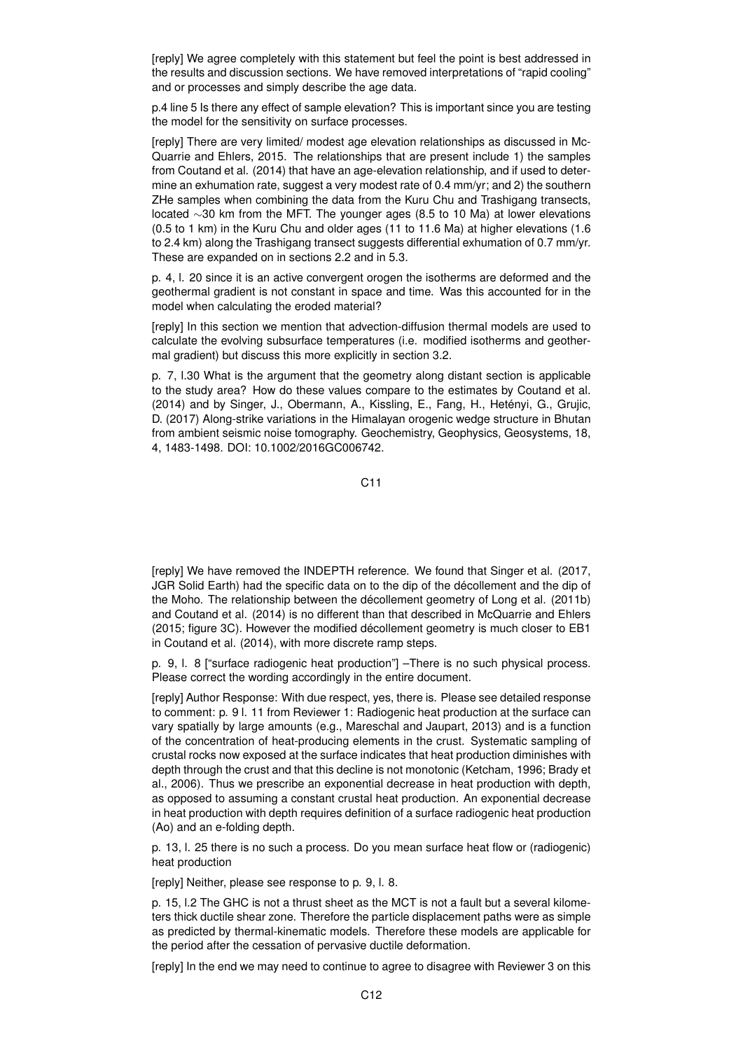[reply] We agree completely with this statement but feel the point is best addressed in the results and discussion sections. We have removed interpretations of "rapid cooling" and or processes and simply describe the age data.

p.4 line 5 Is there any effect of sample elevation? This is important since you are testing the model for the sensitivity on surface processes.

[reply] There are very limited/ modest age elevation relationships as discussed in McQuarrie and Ehlers, 2015. The relationships that are present include 1) the samples from Coutand et al. (2014) that have an age-elevation relationship, and if used to determine an exhumation rate, suggest a very modest rate of 0.4 mm/yr; and 2) the southern ZHe samples when combining the data from the Kuru Chu and Trashigang transects, located ∼30 km from the MFT. The younger ages (8.5 to 10 Ma) at lower elevations (0.5 to 1 km) in the Kuru Chu and older ages (11 to 11.6 Ma) at higher elevations (1.6 to 2.4 km) along the Trashigang transect suggests differential exhumation of 0.7 mm/yr. These are expanded on in sections 2.2 and in 5.3.

p. 4, l. 20 since it is an active convergent orogen the isotherms are deformed and the geothermal gradient is not constant in space and time. Was this accounted for in the model when calculating the eroded material?

[reply] In this section we mention that advection-diffusion thermal models are used to calculate the evolving subsurface temperatures (i.e. modified isotherms and geothermal gradient) but discuss this more explicitly in section 3.2.

p. 7, l.30 What is the argument that the geometry along distant section is applicable to the study area? How do these values compare to the estimates by Coutand et al. (2014) and by Singer, J., Obermann, A., Kissling, E., Fang, H., Hetényi, G., Grujic, D. (2017) Along-strike variations in the Himalayan orogenic wedge structure in Bhutan from ambient seismic noise tomography. Geochemistry, Geophysics, Geosystems, 18, 4, 1483-1498. DOI: 10.1002/2016GC006742.

[reply] We have removed the INDEPTH reference. We found that Singer et al. (2017, JGR Solid Earth) had the specific data on to the dip of the décollement and the dip of the Moho. The relationship between the décollement geometry of Long et al. (2011b) and Coutand et al. (2014) is no different than that described in McQuarrie and Ehlers (2015; figure 3C). However the modified décollement geometry is much closer to EB1 in Coutand et al. (2014), with more discrete ramp steps.

p. 9, l. 8 ["surface radiogenic heat production"] –There is no such physical process. Please correct the wording accordingly in the entire document.

[reply] Author Response: With due respect, yes, there is. Please see detailed response to comment: p. 9 l. 11 from Reviewer 1: Radiogenic heat production at the surface can vary spatially by large amounts (e.g., Mareschal and Jaupart, 2013) and is a function of the concentration of heat-producing elements in the crust. Systematic sampling of crustal rocks now exposed at the surface indicates that heat production diminishes with depth through the crust and that this decline is not monotonic (Ketcham, 1996; Brady et al., 2006). Thus we prescribe an exponential decrease in heat production with depth, as opposed to assuming a constant crustal heat production. An exponential decrease in heat production with depth requires definition of a surface radiogenic heat production (Ao) and an e-folding depth.

p. 13, l. 25 there is no such a process. Do you mean surface heat flow or (radiogenic) heat production

[reply] Neither, please see response to p. 9, l. 8.

p. 15, l.2 The GHC is not a thrust sheet as the MCT is not a fault but a several kilometers thick ductile shear zone. Therefore the particle displacement paths were as simple as predicted by thermal-kinematic models. Therefore these models are applicable for the period after the cessation of pervasive ductile deformation.

[reply] In the end we may need to continue to agree to disagree with Reviewer 3 on this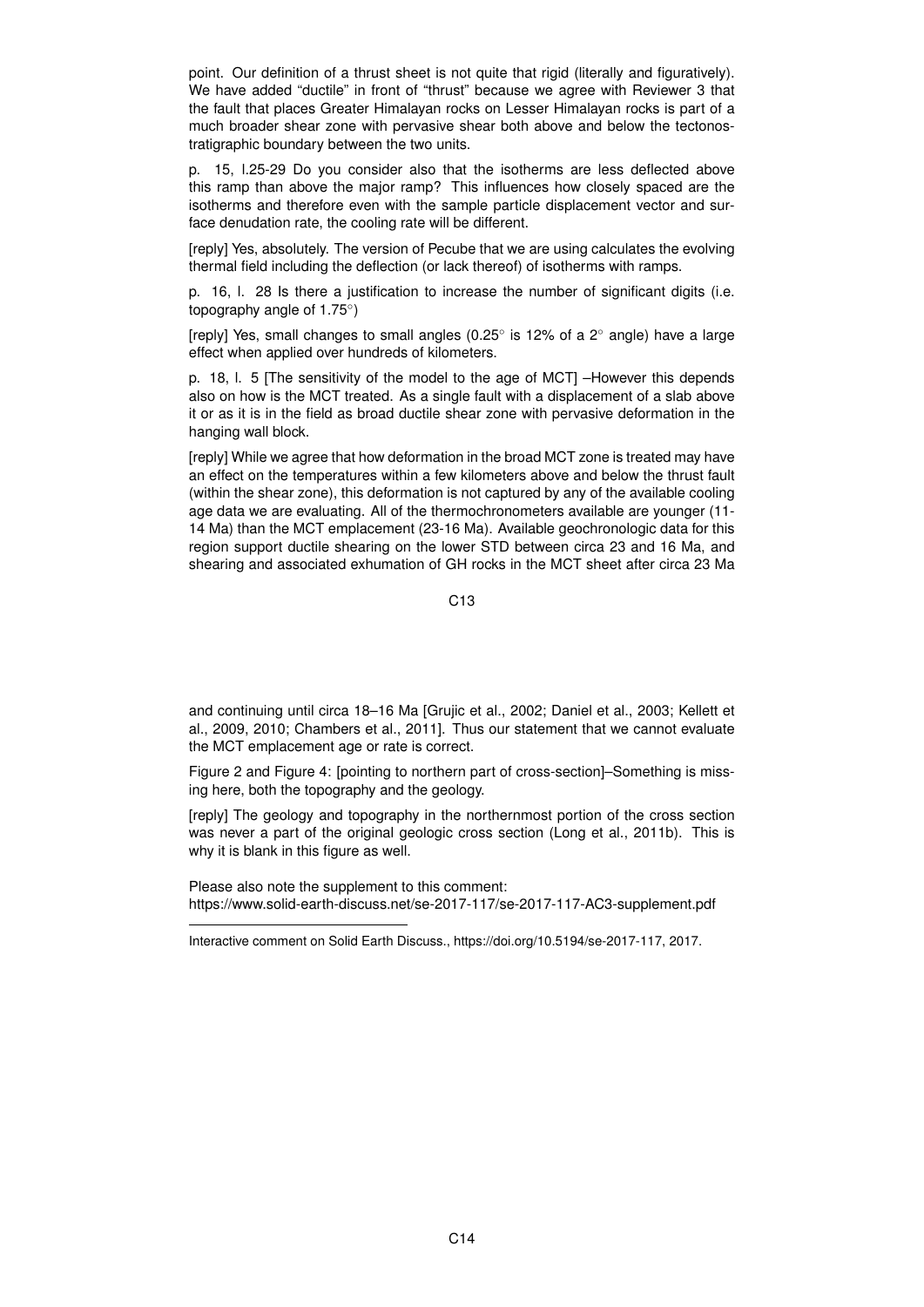point. Our definition of a thrust sheet is not quite that rigid (literally and figuratively). We have added "ductile" in front of "thrust" because we agree with Reviewer 3 that the fault that places Greater Himalayan rocks on Lesser Himalayan rocks is part of a much broader shear zone with pervasive shear both above and below the tectonostratigraphic boundary between the two units.

p. 15, l.25-29 Do you consider also that the isotherms are less deflected above this ramp than above the major ramp? This influences how closely spaced are the isotherms and therefore even with the sample particle displacement vector and surface denudation rate, the cooling rate will be different.

[reply] Yes, absolutely. The version of Pecube that we are using calculates the evolving thermal field including the deflection (or lack thereof) of isotherms with ramps.

p. 16, l. 28 Is there a justification to increase the number of significant digits (i.e. topography angle of 1.75°)

[reply] Yes, small changes to small angles (0.25° is 12% of a 2° angle) have a large effect when applied over hundreds of kilometers.

p. 18, l. 5 [The sensitivity of the model to the age of MCT] –However this depends also on how is the MCT treated. As a single fault with a displacement of a slab above it or as it is in the field as broad ductile shear zone with pervasive deformation in the hanging wall block.

[reply] While we agree that how deformation in the broad MCT zone is treated may have an effect on the temperatures within a few kilometers above and below the thrust fault (within the shear zone), this deformation is not captured by any of the available cooling age data we are evaluating. All of the thermochronometers available are younger (11-14 Ma) than the MCT emplacement (23-16 Ma). Available geochronologic data for this region support ductile shearing on the lower STD between circa 23 and 16 Ma, and shearing and associated exhumation of GH rocks in the MCT sheet after circa 23 Ma and continuing until circa 18–16 Ma [Grujic et al., 2002; Daniel et al., 2003; Kellett et al., 2009, 2010; Chambers et al., 2011]. Thus our statement that we cannot evaluate the MCT emplacement age or rate is correct.

Figure 2 and Figure 4: [pointing to northern part of cross-section]–Something is missing here, both the topography and the geology.

[reply] The geology and topography in the northernmost portion of the cross section was never a part of the original geologic cross section (Long et al., 2011b). This is why it is blank in this figure as well.

Please also note the supplement to this comment:
https://www.solid-earth-discuss.net/se-2017-117/se-2017-117-AC3-supplement.pdf

---

Interactive comment on Solid Earth Discuss., https://doi.org/10.5194/se-2017-117, 2017.